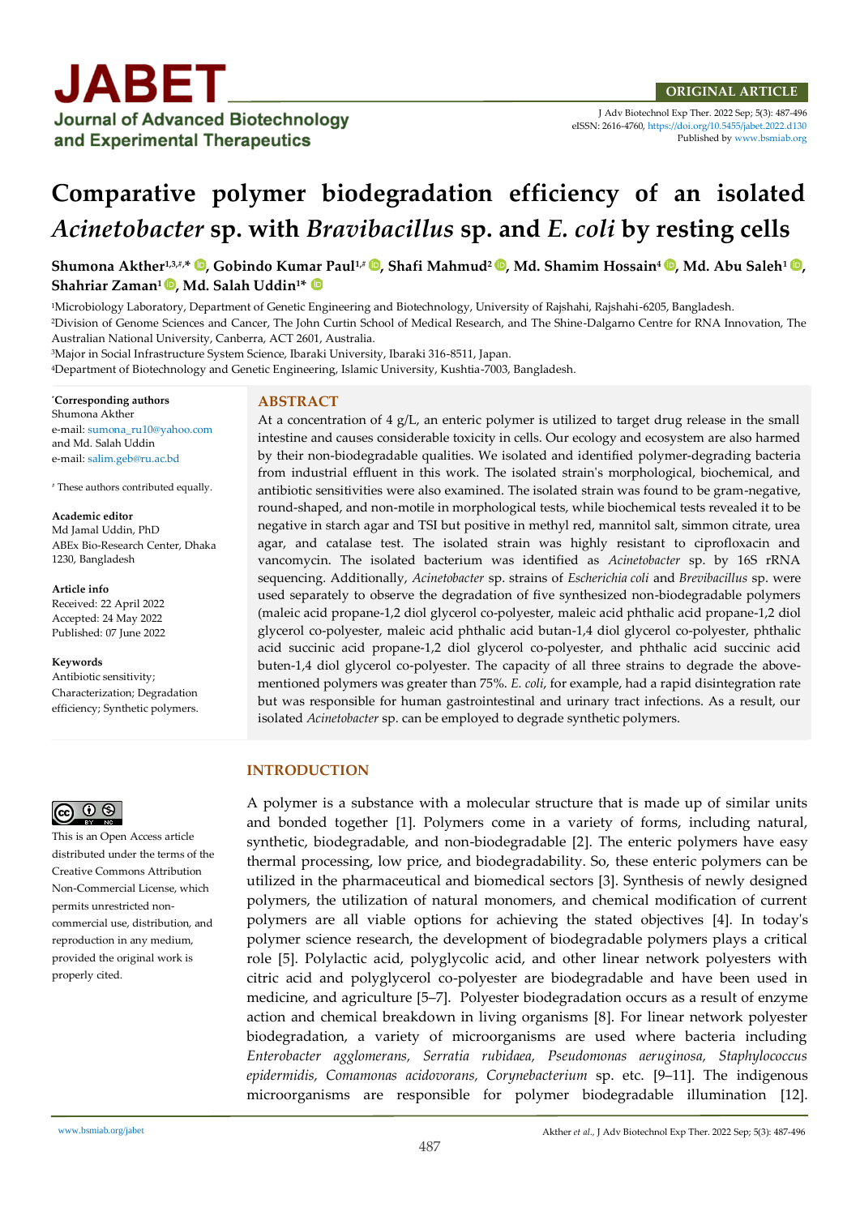ORIGINAL ARTICLE

J Adv Biotechnol Exp Ther. 2022 Sep; 5(3): 487-496
eISSN: 2616-4760, https://doi.org/10.5455/jabet.2022.d130
Published by www.bsmiab.org

# Comparative polymer biodegradation efficiency of an isolated *Acinetobacter* sp. with *Bravibacillus* sp. and *E. coli* by resting cells

**Shumona Akther[1,3,#,*], Gobindo Kumar Paul[1,#], Shafi Mahmud[2], Md. Shamim Hossain[4], Md. Abu Saleh[1], Shahriar Zaman[1], Md. Salah Uddin[1*]**

[1]Microbiology Laboratory, Department of Genetic Engineering and Biotechnology, University of Rajshahi, Rajshahi-6205, Bangladesh.
[2]Division of Genome Sciences and Cancer, The John Curtin School of Medical Research, and The Shine-Dalgarno Centre for RNA Innovation, The Australian National University, Canberra, ACT 2601, Australia.
[3]Major in Social Infrastructure System Science, Ibaraki University, Ibaraki 316-8511, Japan.
[4]Department of Biotechnology and Genetic Engineering, Islamic University, Kushtia-7003, Bangladesh.

**\*Corresponding authors**
Shumona Akther
e-mail: sumona_ru10@yahoo.com
and Md. Salah Uddin
e-mail: salim.geb@ru.ac.bd

[#] These authors contributed equally.

**Academic editor**
Md Jamal Uddin, PhD
ABEx Bio-Research Center, Dhaka 1230, Bangladesh

**Article info**
Received: 22 April 2022
Accepted: 24 May 2022
Published: 07 June 2022

**Keywords**
Antibiotic sensitivity; Characterization; Degradation efficiency; Synthetic polymers.

This is an Open Access article distributed under the terms of the Creative Commons Attribution Non-Commercial License, which permits unrestricted non-commercial use, distribution, and reproduction in any medium, provided the original work is properly cited.

## ABSTRACT

At a concentration of 4 g/L, an enteric polymer is utilized to target drug release in the small intestine and causes considerable toxicity in cells. Our ecology and ecosystem are also harmed by their non-biodegradable qualities. We isolated and identified polymer-degrading bacteria from industrial effluent in this work. The isolated strain's morphological, biochemical, and antibiotic sensitivities were also examined. The isolated strain was found to be gram-negative, round-shaped, and non-motile in morphological tests, while biochemical tests revealed it to be negative in starch agar and TSI but positive in methyl red, mannitol salt, simmon citrate, urea agar, and catalase test. The isolated strain was highly resistant to ciprofloxacin and vancomycin. The isolated bacterium was identified as *Acinetobacter* sp. by 16S rRNA sequencing. Additionally, *Acinetobacter* sp. strains of *Escherichia coli* and *Brevibacillus* sp. were used separately to observe the degradation of five synthesized non-biodegradable polymers (maleic acid propane-1,2 diol glycerol co-polyester, maleic acid phthalic acid propane-1,2 diol glycerol co-polyester, maleic acid phthalic acid butan-1,4 diol glycerol co-polyester, phthalic acid succinic acid propane-1,2 diol glycerol co-polyester, and phthalic acid succinic acid buten-1,4 diol glycerol co-polyester. The capacity of all three strains to degrade the above-mentioned polymers was greater than 75%. *E. coli*, for example, had a rapid disintegration rate but was responsible for human gastrointestinal and urinary tract infections. As a result, our isolated *Acinetobacter* sp. can be employed to degrade synthetic polymers.

## INTRODUCTION

A polymer is a substance with a molecular structure that is made up of similar units and bonded together [1]. Polymers come in a variety of forms, including natural, synthetic, biodegradable, and non-biodegradable [2]. The enteric polymers have easy thermal processing, low price, and biodegradability. So, these enteric polymers can be utilized in the pharmaceutical and biomedical sectors [3]. Synthesis of newly designed polymers, the utilization of natural monomers, and chemical modification of current polymers are all viable options for achieving the stated objectives [4]. In today's polymer science research, the development of biodegradable polymers plays a critical role [5]. Polylactic acid, polyglycolic acid, and other linear network polyesters with citric acid and polyglycerol co-polyester are biodegradable and have been used in medicine, and agriculture [5–7]. Polyester biodegradation occurs as a result of enzyme action and chemical breakdown in living organisms [8]. For linear network polyester biodegradation, a variety of microorganisms are used where bacteria including *Enterobacter agglomerans, Serratia rubidaea, Pseudomonas aeruginosa, Staphylococcus epidermidis, Comamonas acidovorans, Corynebacterium* sp. etc. [9–11]. The indigenous microorganisms are responsible for polymer biodegradable illumination [12].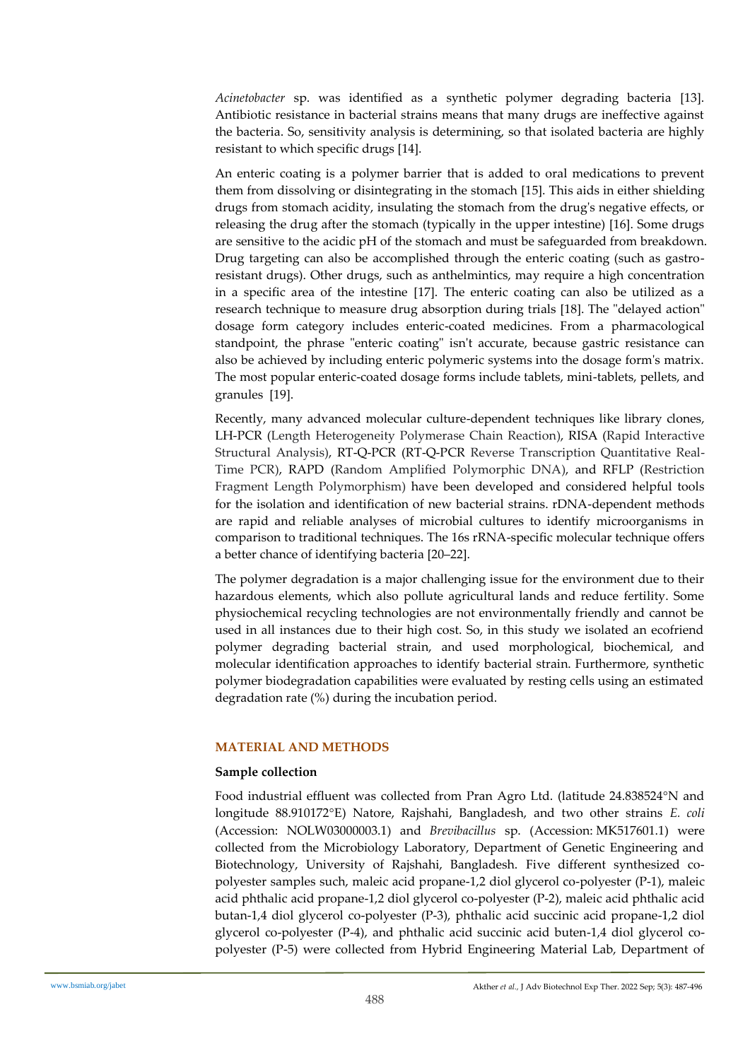*Acinetobacter* sp. was identified as a synthetic polymer degrading bacteria [13]. Antibiotic resistance in bacterial strains means that many drugs are ineffective against the bacteria. So, sensitivity analysis is determining, so that isolated bacteria are highly resistant to which specific drugs [14].

An enteric coating is a polymer barrier that is added to oral medications to prevent them from dissolving or disintegrating in the stomach [15]. This aids in either shielding drugs from stomach acidity, insulating the stomach from the drug's negative effects, or releasing the drug after the stomach (typically in the upper intestine) [16]. Some drugs are sensitive to the acidic pH of the stomach and must be safeguarded from breakdown. Drug targeting can also be accomplished through the enteric coating (such as gastro-resistant drugs). Other drugs, such as anthelmintics, may require a high concentration in a specific area of the intestine [17]. The enteric coating can also be utilized as a research technique to measure drug absorption during trials [18]. The "delayed action" dosage form category includes enteric-coated medicines. From a pharmacological standpoint, the phrase "enteric coating" isn't accurate, because gastric resistance can also be achieved by including enteric polymeric systems into the dosage form's matrix. The most popular enteric-coated dosage forms include tablets, mini-tablets, pellets, and granules [19].

Recently, many advanced molecular culture-dependent techniques like library clones, LH-PCR (Length Heterogeneity Polymerase Chain Reaction), RISA (Rapid Interactive Structural Analysis), RT-Q-PCR (RT-Q-PCR Reverse Transcription Quantitative Real-Time PCR), RAPD (Random Amplified Polymorphic DNA), and RFLP (Restriction Fragment Length Polymorphism) have been developed and considered helpful tools for the isolation and identification of new bacterial strains. rDNA-dependent methods are rapid and reliable analyses of microbial cultures to identify microorganisms in comparison to traditional techniques. The 16s rRNA-specific molecular technique offers a better chance of identifying bacteria [20–22].

The polymer degradation is a major challenging issue for the environment due to their hazardous elements, which also pollute agricultural lands and reduce fertility. Some physiochemical recycling technologies are not environmentally friendly and cannot be used in all instances due to their high cost. So, in this study we isolated an ecofriend polymer degrading bacterial strain, and used morphological, biochemical, and molecular identification approaches to identify bacterial strain. Furthermore, synthetic polymer biodegradation capabilities were evaluated by resting cells using an estimated degradation rate (%) during the incubation period.

## MATERIAL AND METHODS

### Sample collection

Food industrial effluent was collected from Pran Agro Ltd. (latitude 24.838524°N and longitude 88.910172°E) Natore, Rajshahi, Bangladesh, and two other strains *E. coli* (Accession: NOLW03000003.1) and *Brevibacillus* sp. (Accession: MK517601.1) were collected from the Microbiology Laboratory, Department of Genetic Engineering and Biotechnology, University of Rajshahi, Bangladesh. Five different synthesized co-polyester samples such, maleic acid propane-1,2 diol glycerol co-polyester (P-1), maleic acid phthalic acid propane-1,2 diol glycerol co-polyester (P-2), maleic acid phthalic acid butan-1,4 diol glycerol co-polyester (P-3), phthalic acid succinic acid propane-1,2 diol glycerol co-polyester (P-4), and phthalic acid succinic acid buten-1,4 diol glycerol co-polyester (P-5) were collected from Hybrid Engineering Material Lab, Department of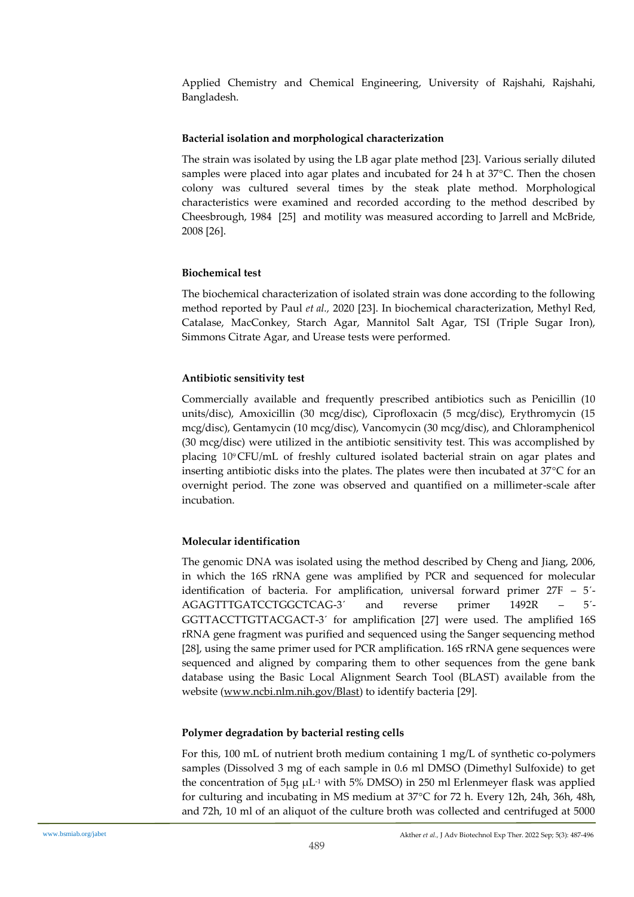Applied Chemistry and Chemical Engineering, University of Rajshahi, Rajshahi, Bangladesh.

### Bacterial isolation and morphological characterization

The strain was isolated by using the LB agar plate method [23]. Various serially diluted samples were placed into agar plates and incubated for 24 h at 37°C. Then the chosen colony was cultured several times by the steak plate method. Morphological characteristics were examined and recorded according to the method described by Cheesbrough, 1984 [25] and motility was measured according to Jarrell and McBride, 2008 [26].

### Biochemical test

The biochemical characterization of isolated strain was done according to the following method reported by Paul *et al.,* 2020 [23]. In biochemical characterization, Methyl Red, Catalase, MacConkey, Starch Agar, Mannitol Salt Agar, TSI (Triple Sugar Iron), Simmons Citrate Agar, and Urease tests were performed.

### Antibiotic sensitivity test

Commercially available and frequently prescribed antibiotics such as Penicillin (10 units/disc), Amoxicillin (30 mcg/disc), Ciprofloxacin (5 mcg/disc), Erythromycin (15 mcg/disc), Gentamycin (10 mcg/disc), Vancomycin (30 mcg/disc), and Chloramphenicol (30 mcg/disc) were utilized in the antibiotic sensitivity test. This was accomplished by placing $10^9$ CFU/mL of freshly cultured isolated bacterial strain on agar plates and inserting antibiotic disks into the plates. The plates were then incubated at 37°C for an overnight period. The zone was observed and quantified on a millimeter-scale after incubation.

### Molecular identification

The genomic DNA was isolated using the method described by Cheng and Jiang, 2006, in which the 16S rRNA gene was amplified by PCR and sequenced for molecular identification of bacteria. For amplification, universal forward primer 27F – 5′-AGAGTTTGATCCTGGCTCAG-3′ and reverse primer 1492R – 5′-GGTTACCTTGTTACGACT-3′ for amplification [27] were used. The amplified 16S rRNA gene fragment was purified and sequenced using the Sanger sequencing method [28], using the same primer used for PCR amplification. 16S rRNA gene sequences were sequenced and aligned by comparing them to other sequences from the gene bank database using the Basic Local Alignment Search Tool (BLAST) available from the website (www.ncbi.nlm.nih.gov/Blast) to identify bacteria [29].

### Polymer degradation by bacterial resting cells

For this, 100 mL of nutrient broth medium containing 1 mg/L of synthetic co-polymers samples (Dissolved 3 mg of each sample in 0.6 ml DMSO (Dimethyl Sulfoxide) to get the concentration of 5μg $\mu L^{-1}$ with 5% DMSO) in 250 ml Erlenmeyer flask was applied for culturing and incubating in MS medium at 37°C for 72 h. Every 12h, 24h, 36h, 48h, and 72h, 10 ml of an aliquot of the culture broth was collected and centrifuged at 5000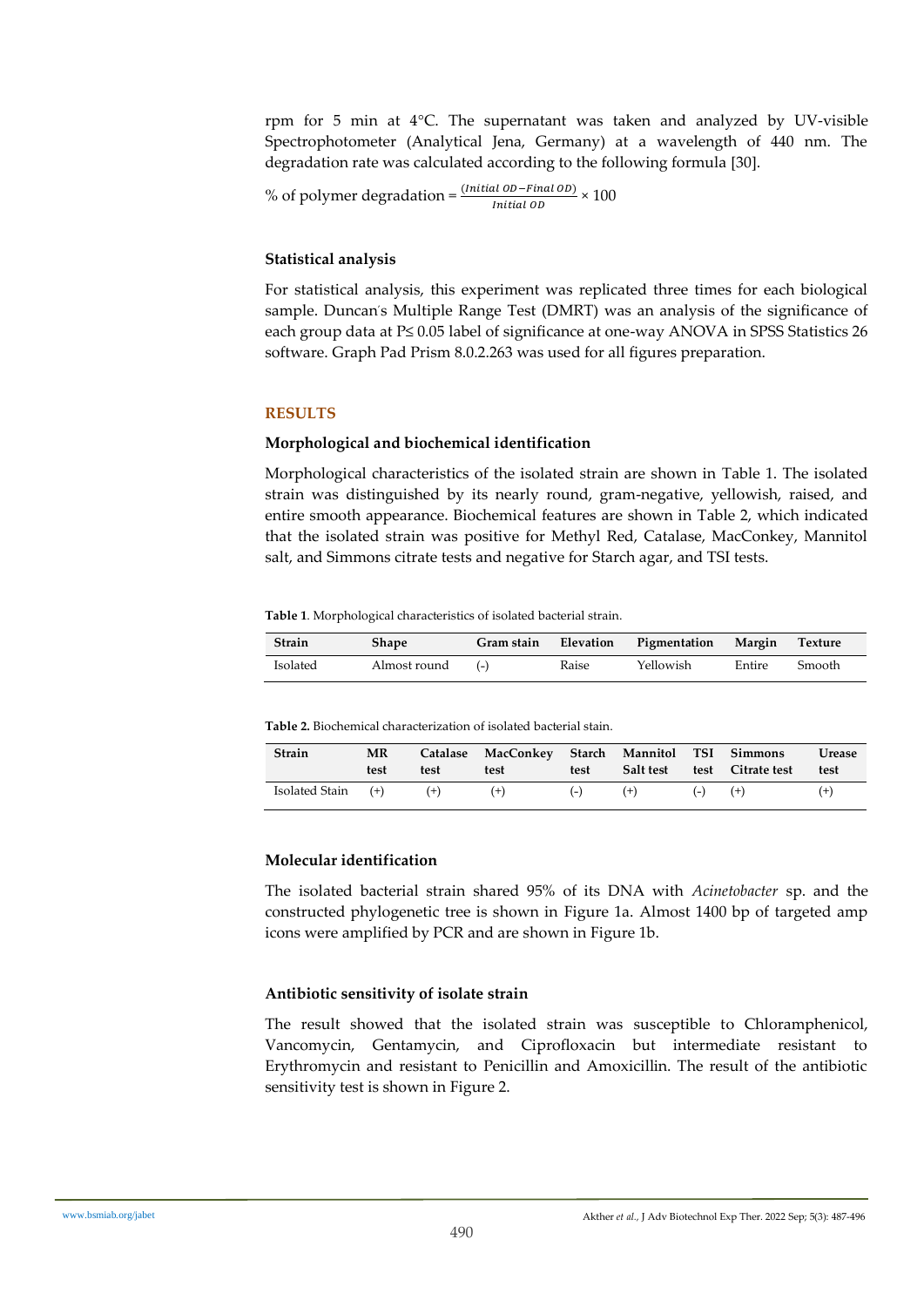rpm for 5 min at 4°C. The supernatant was taken and analyzed by UV-visible Spectrophotometer (Analytical Jena, Germany) at a wavelength of 440 nm. The degradation rate was calculated according to the following formula [30].

$$\% \text{ of polymer degradation} = \frac{(Initial\ OD - Final\ OD)}{Initial\ OD} \times 100$$

### Statistical analysis

For statistical analysis, this experiment was replicated three times for each biological sample. Duncan's Multiple Range Test (DMRT) was an analysis of the significance of each group data at P≤ 0.05 label of significance at one-way ANOVA in SPSS Statistics 26 software. Graph Pad Prism 8.0.2.263 was used for all figures preparation.

## RESULTS

### Morphological and biochemical identification

Morphological characteristics of the isolated strain are shown in Table 1. The isolated strain was distinguished by its nearly round, gram-negative, yellowish, raised, and entire smooth appearance. Biochemical features are shown in Table 2, which indicated that the isolated strain was positive for Methyl Red, Catalase, MacConkey, Mannitol salt, and Simmons citrate tests and negative for Starch agar, and TSI tests.

**Table 1**. Morphological characteristics of isolated bacterial strain.

| Strain | Shape | Gram stain | Elevation | Pigmentation | Margin | Texture |
|---|---|---|---|---|---|---|
| Isolated | Almost round | (-) | Raise | Yellowish | Entire | Smooth |

**Table 2.** Biochemical characterization of isolated bacterial stain.

| Strain | MR test | Catalase test | MacConkey test | Starch test | Mannitol Salt test | TSI test | Simmons Citrate test | Urease test |
|---|---|---|---|---|---|---|---|---|
| Isolated Stain | (+) | (+) | (+) | (-) | (+) | (-) | (+) | (+) |

### Molecular identification

The isolated bacterial strain shared 95% of its DNA with *Acinetobacter* sp. and the constructed phylogenetic tree is shown in Figure 1a. Almost 1400 bp of targeted amp icons were amplified by PCR and are shown in Figure 1b.

### Antibiotic sensitivity of isolate strain

The result showed that the isolated strain was susceptible to Chloramphenicol, Vancomycin, Gentamycin, and Ciprofloxacin but intermediate resistant to Erythromycin and resistant to Penicillin and Amoxicillin. The result of the antibiotic sensitivity test is shown in Figure 2.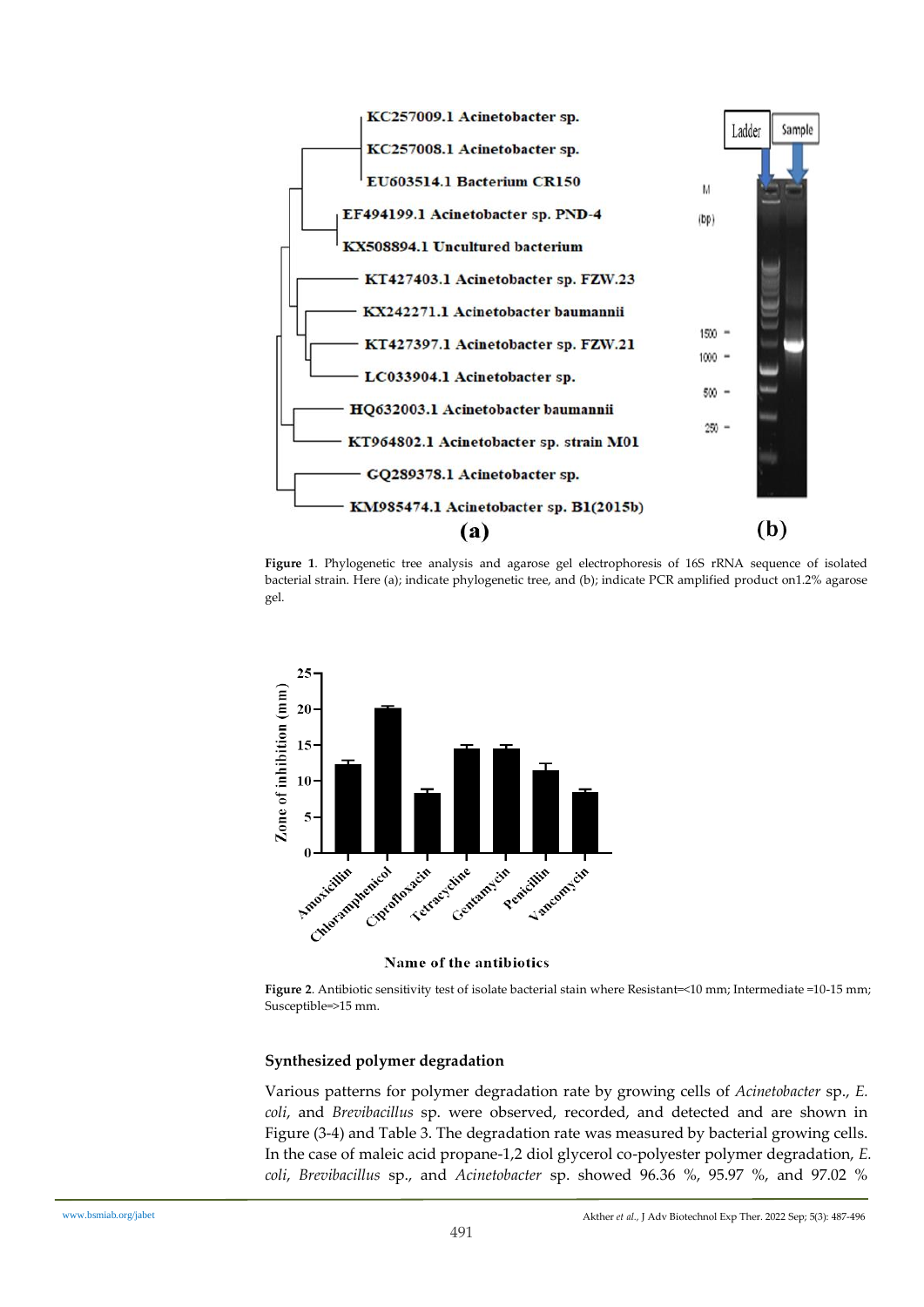**Figure 1**. Phylogenetic tree analysis and agarose gel electrophoresis of 16S rRNA sequence of isolated bacterial strain. Here (a); indicate phylogenetic tree, and (b); indicate PCR amplified product on1.2% agarose gel.

**Figure 2**. Antibiotic sensitivity test of isolate bacterial stain where Resistant=<10 mm; Intermediate =10-15 mm; Susceptible=>15 mm.

### Synthesized polymer degradation

Various patterns for polymer degradation rate by growing cells of *Acinetobacter* sp., *E. coli*, and *Brevibacillus* sp. were observed, recorded, and detected and are shown in Figure (3-4) and Table 3. The degradation rate was measured by bacterial growing cells. In the case of maleic acid propane-1,2 diol glycerol co-polyester polymer degradation, *E. coli*, *Brevibacillus* sp., and *Acinetobacter* sp. showed 96.36 %, 95.97 %, and 97.02 %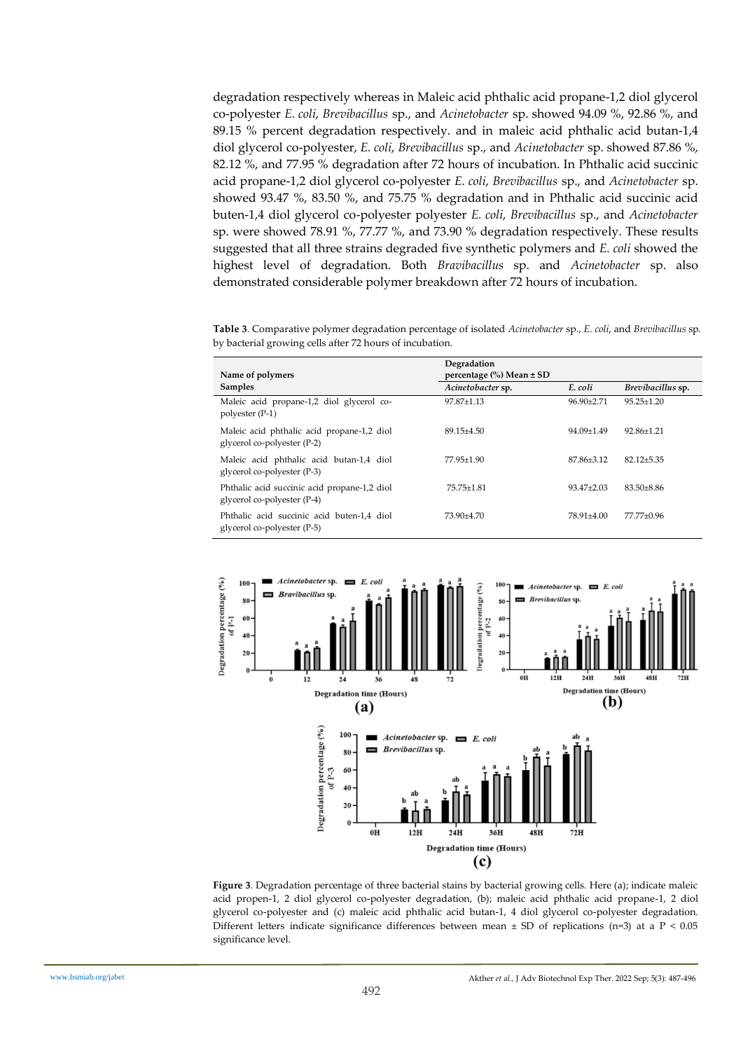degradation respectively whereas in Maleic acid phthalic acid propane-1,2 diol glycerol co-polyester *E. coli*, *Brevibacillus* sp., and *Acinetobacter* sp. showed 94.09 %, 92.86 %, and 89.15 % percent degradation respectively. and in maleic acid phthalic acid butan-1,4 diol glycerol co-polyester, *E. coli*, *Brevibacillus* sp., and *Acinetobacter* sp. showed 87.86 %, 82.12 %, and 77.95 % degradation after 72 hours of incubation. In Phthalic acid succinic acid propane-1,2 diol glycerol co-polyester *E. coli*, *Brevibacillus* sp., and *Acinetobacter* sp. showed 93.47 %, 83.50 %, and 75.75 % degradation and in Phthalic acid succinic acid buten-1,4 diol glycerol co-polyester polyester *E. coli*, *Brevibacillus* sp., and *Acinetobacter* sp. were showed 78.91 %, 77.77 %, and 73.90 % degradation respectively. These results suggested that all three strains degraded five synthetic polymers and *E. coli* showed the highest level of degradation. Both *Bravibacillus* sp. and *Acinetobacter* sp. also demonstrated considerable polymer breakdown after 72 hours of incubation.

**Table 3**. Comparative polymer degradation percentage of isolated *Acinetobacter* sp., *E. coli*, and *Brevibacillus* sp. by bacterial growing cells after 72 hours of incubation.

| Name of polymers Samples | Degradation percentage (%) Mean ± SD | | |
|---|---|---|---|
| | *Acinetobacter* sp. | *E. coli* | *Brevibacillus* sp. |
| Maleic acid propane-1,2 diol glycerol co-polyester (P-1) | 97.87±1.13 | 96.90±2.71 | 95.25±1.20 |
| Maleic acid phthalic acid propane-1,2 diol glycerol co-polyester (P-2) | 89.15±4.50 | 94.09±1.49 | 92.86±1.21 |
| Maleic acid phthalic acid butan-1,4 diol glycerol co-polyester (P-3) | 77.95±1.90 | 87.86±3.12 | 82.12±5.35 |
| Phthalic acid succinic acid propane-1,2 diol glycerol co-polyester (P-4) | 75.75±1.81 | 93.47±2.03 | 83.50±8.86 |
| Phthalic acid succinic acid buten-1,4 diol glycerol co-polyester (P-5) | 73.90±4.70 | 78.91±4.00 | 77.77±0.96 |

**Figure 3**. Degradation percentage of three bacterial stains by bacterial growing cells. Here (a); indicate maleic acid propen-1, 2 diol glycerol co-polyester degradation, (b); maleic acid phthalic acid propane-1, 2 diol glycerol co-polyester and (c) maleic acid phthalic acid butan-1, 4 diol glycerol co-polyester degradation. Different letters indicate significance differences between mean ± SD of replications (n=3) at a P < 0.05 significance level.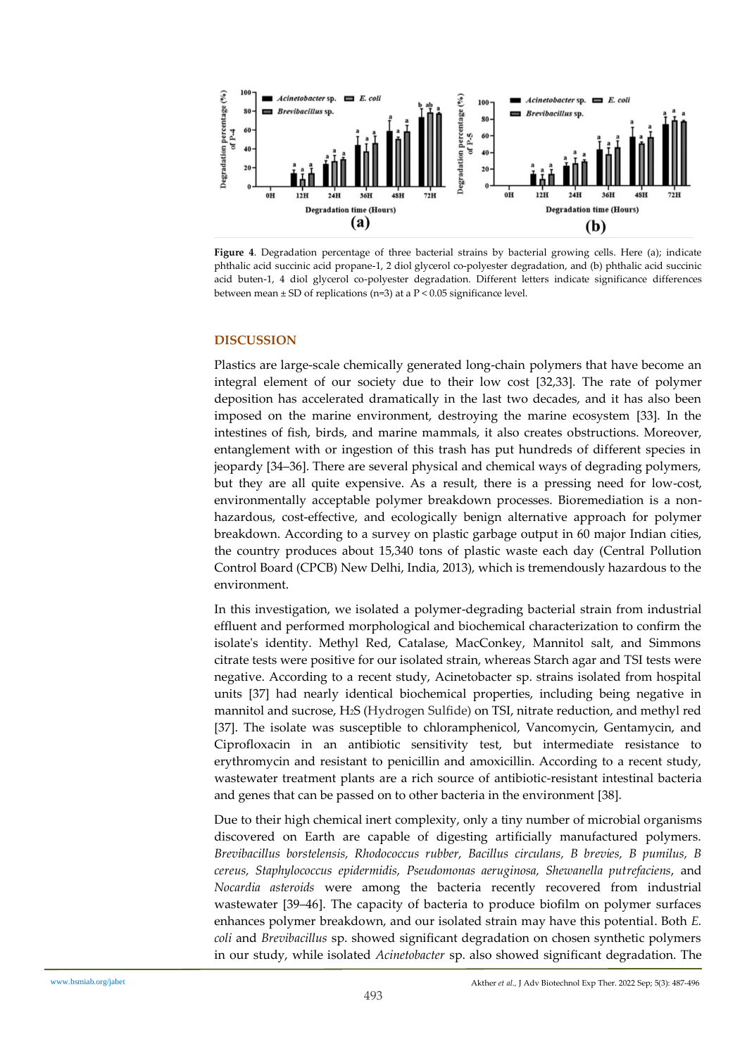**Figure 4**. Degradation percentage of three bacterial strains by bacterial growing cells. Here (a); indicate phthalic acid succinic acid propane-1, 2 diol glycerol co-polyester degradation, and (b) phthalic acid succinic acid buten-1, 4 diol glycerol co-polyester degradation. Different letters indicate significance differences between mean ± SD of replications (n=3) at a P < 0.05 significance level.

## DISCUSSION

Plastics are large-scale chemically generated long-chain polymers that have become an integral element of our society due to their low cost [32,33]. The rate of polymer deposition has accelerated dramatically in the last two decades, and it has also been imposed on the marine environment, destroying the marine ecosystem [33]. In the intestines of fish, birds, and marine mammals, it also creates obstructions. Moreover, entanglement with or ingestion of this trash has put hundreds of different species in jeopardy [34–36]. There are several physical and chemical ways of degrading polymers, but they are all quite expensive. As a result, there is a pressing need for low-cost, environmentally acceptable polymer breakdown processes. Bioremediation is a non-hazardous, cost-effective, and ecologically benign alternative approach for polymer breakdown. According to a survey on plastic garbage output in 60 major Indian cities, the country produces about 15,340 tons of plastic waste each day (Central Pollution Control Board (CPCB) New Delhi, India, 2013), which is tremendously hazardous to the environment.

In this investigation, we isolated a polymer-degrading bacterial strain from industrial effluent and performed morphological and biochemical characterization to confirm the isolate's identity. Methyl Red, Catalase, MacConkey, Mannitol salt, and Simmons citrate tests were positive for our isolated strain, whereas Starch agar and TSI tests were negative. According to a recent study, Acinetobacter sp. strains isolated from hospital units [37] had nearly identical biochemical properties, including being negative in mannitol and sucrose, $H_2S$ (Hydrogen Sulfide) on TSI, nitrate reduction, and methyl red [37]. The isolate was susceptible to chloramphenicol, Vancomycin, Gentamycin, and Ciprofloxacin in an antibiotic sensitivity test, but intermediate resistance to erythromycin and resistant to penicillin and amoxicillin. According to a recent study, wastewater treatment plants are a rich source of antibiotic-resistant intestinal bacteria and genes that can be passed on to other bacteria in the environment [38].

Due to their high chemical inert complexity, only a tiny number of microbial organisms discovered on Earth are capable of digesting artificially manufactured polymers. *Brevibacillus borstelensis, Rhodococcus rubber, Bacillus circulans, B brevies, B pumilus, B cereus, Staphylococcus epidermidis, Pseudomonas aeruginosa, Shewanella putrefaciens*, and *Nocardia asteroids* were among the bacteria recently recovered from industrial wastewater [39–46]. The capacity of bacteria to produce biofilm on polymer surfaces enhances polymer breakdown, and our isolated strain may have this potential. Both *E. coli* and *Brevibacillus* sp. showed significant degradation on chosen synthetic polymers in our study, while isolated *Acinetobacter* sp. also showed significant degradation. The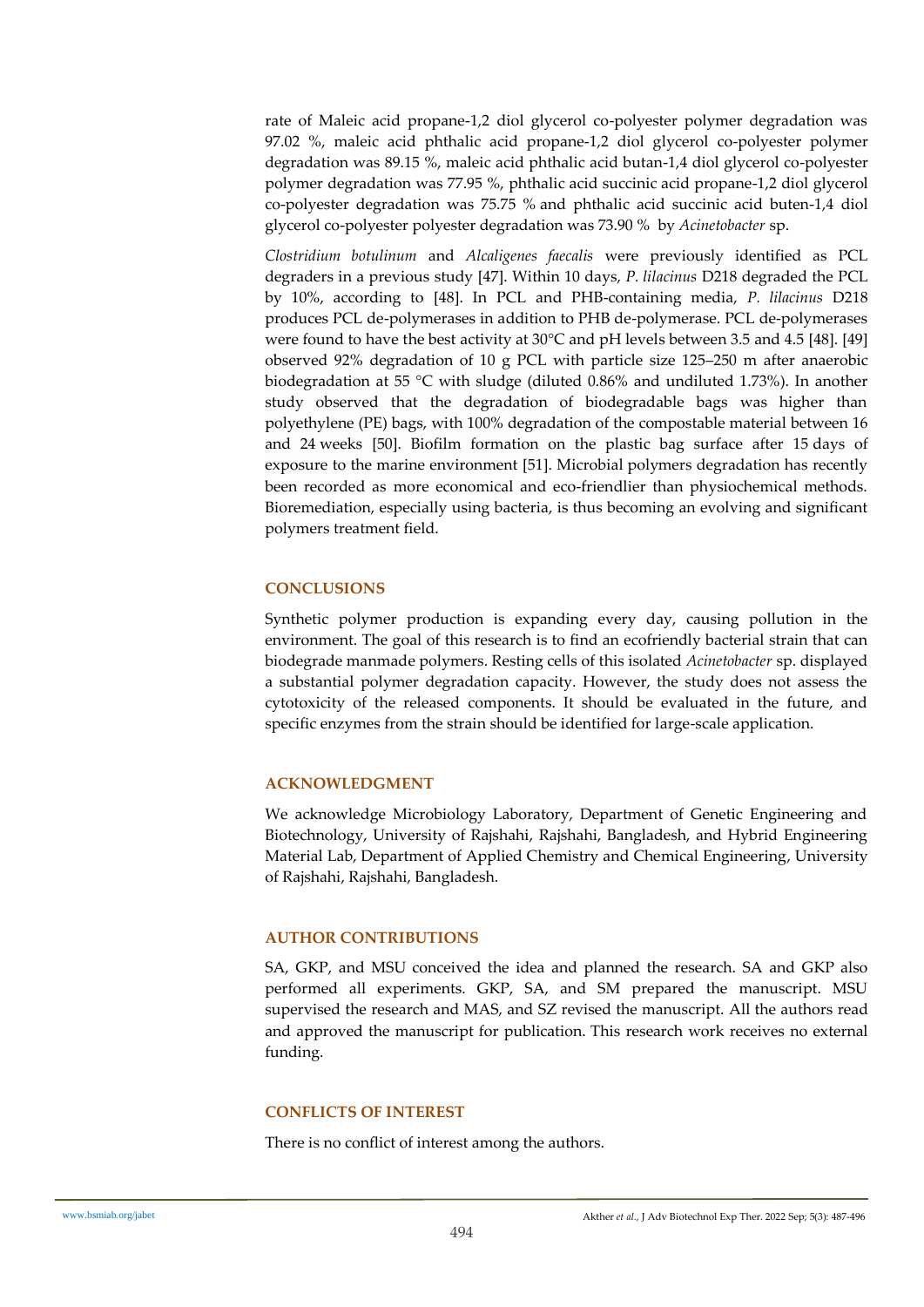rate of Maleic acid propane-1,2 diol glycerol co-polyester polymer degradation was 97.02 %, maleic acid phthalic acid propane-1,2 diol glycerol co-polyester polymer degradation was 89.15 %, maleic acid phthalic acid butan-1,4 diol glycerol co-polyester polymer degradation was 77.95 %, phthalic acid succinic acid propane-1,2 diol glycerol co-polyester degradation was 75.75 % and phthalic acid succinic acid buten-1,4 diol glycerol co-polyester polyester degradation was 73.90 % by *Acinetobacter* sp.

*Clostridium botulinum* and *Alcaligenes faecalis* were previously identified as PCL degraders in a previous study [47]. Within 10 days, *P. lilacinus* D218 degraded the PCL by 10%, according to [48]. In PCL and PHB-containing media, *P. lilacinus* D218 produces PCL de-polymerases in addition to PHB de-polymerase. PCL de-polymerases were found to have the best activity at 30°C and pH levels between 3.5 and 4.5 [48]. [49] observed 92% degradation of 10 g PCL with particle size 125–250 m after anaerobic biodegradation at 55 °C with sludge (diluted 0.86% and undiluted 1.73%). In another study observed that the degradation of biodegradable bags was higher than polyethylene (PE) bags, with 100% degradation of the compostable material between 16 and 24 weeks [50]. Biofilm formation on the plastic bag surface after 15 days of exposure to the marine environment [51]. Microbial polymers degradation has recently been recorded as more economical and eco-friendlier than physiochemical methods. Bioremediation, especially using bacteria, is thus becoming an evolving and significant polymers treatment field.

## CONCLUSIONS

Synthetic polymer production is expanding every day, causing pollution in the environment. The goal of this research is to find an ecofriendly bacterial strain that can biodegrade manmade polymers. Resting cells of this isolated *Acinetobacter* sp. displayed a substantial polymer degradation capacity. However, the study does not assess the cytotoxicity of the released components. It should be evaluated in the future, and specific enzymes from the strain should be identified for large-scale application.

## ACKNOWLEDGMENT

We acknowledge Microbiology Laboratory, Department of Genetic Engineering and Biotechnology, University of Rajshahi, Rajshahi, Bangladesh, and Hybrid Engineering Material Lab, Department of Applied Chemistry and Chemical Engineering, University of Rajshahi, Rajshahi, Bangladesh.

## AUTHOR CONTRIBUTIONS

SA, GKP, and MSU conceived the idea and planned the research. SA and GKP also performed all experiments. GKP, SA, and SM prepared the manuscript. MSU supervised the research and MAS, and SZ revised the manuscript. All the authors read and approved the manuscript for publication. This research work receives no external funding.

## CONFLICTS OF INTEREST

There is no conflict of interest among the authors.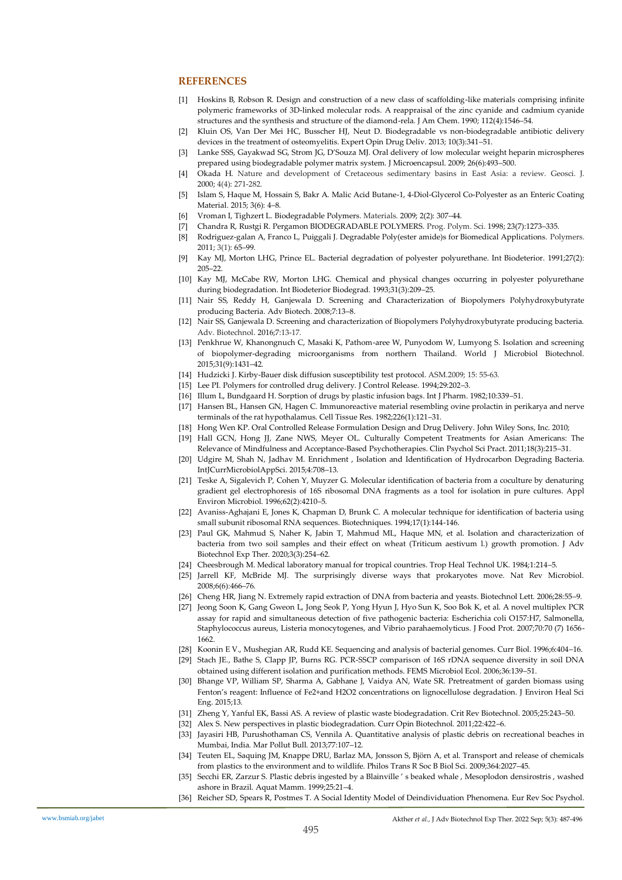## REFERENCES

[1] Hoskins B, Robson R. Design and construction of a new class of scaffolding-like materials comprising infinite polymeric frameworks of 3D-linked molecular rods. A reappraisal of the zinc cyanide and cadmium cyanide structures and the synthesis and structure of the diamond-rela. J Am Chem. 1990; 112(4):1546–54.

[2] Kluin OS, Van Der Mei HC, Busscher HJ, Neut D. Biodegradable vs non-biodegradable antibiotic delivery devices in the treatment of osteomyelitis. Expert Opin Drug Deliv. 2013; 10(3):341–51.

[3] Lanke SSS, Gayakwad SG, Strom JG, D'Souza MJ. Oral delivery of low molecular weight heparin microspheres prepared using biodegradable polymer matrix system. J Microencapsul. 2009; 26(6):493–500.

[4] Okada H. Nature and development of Cretaceous sedimentary basins in East Asia: a review. Geosci. J. 2000; 4(4): 271-282.

[5] Islam S, Haque M, Hossain S, Bakr A. Malic Acid Butane-1, 4-Diol-Glycerol Co-Polyester as an Enteric Coating Material. 2015; 3(6): 4–8.

[6] Vroman I, Tighzert L. Biodegradable Polymers. Materials. 2009; 2(2): 307–44.

[7] Chandra R, Rustgi R. Pergamon BIODEGRADABLE POLYMERS. Prog. Polym. Sci. 1998; 23(7):1273–335.

[8] Rodriguez-galan A, Franco L, Puiggali J. Degradable Poly(ester amide)s for Biomedical Applications. Polymers. 2011; 3(1): 65–99.

[9] Kay MJ, Morton LHG, Prince EL. Bacterial degradation of polyester polyurethane. Int Biodeterior. 1991;27(2): 205–22.

[10] Kay MJ, McCabe RW, Morton LHG. Chemical and physical changes occurring in polyester polyurethane during biodegradation. Int Biodeterior Biodegrad. 1993;31(3):209–25.

[11] Nair SS, Reddy H, Ganjewala D. Screening and Characterization of Biopolymers Polyhydroxybutyrate producing Bacteria. Adv Biotech. 2008;7:13–8.

[12] Nair SS, Ganjewala D. Screening and characterization of Biopolymers Polyhydroxybutyrate producing bacteria. Adv. Biotechnol. 2016;7:13-17.

[13] Penkhrue W, Khanongnuch C, Masaki K, Pathom-aree W, Punyodom W, Lumyong S. Isolation and screening of biopolymer-degrading microorganisms from northern Thailand. World J Microbiol Biotechnol. 2015;31(9):1431–42.

[14] Hudzicki J. Kirby-Bauer disk diffusion susceptibility test protocol. ASM.2009; 15: 55-63.

[15] Lee PI. Polymers for controlled drug delivery. J Control Release. 1994;29:202–3.

[16] Illum L, Bundgaard H. Sorption of drugs by plastic infusion bags. Int J Pharm. 1982;10:339–51.

[17] Hansen BL, Hansen GN, Hagen C. Immunoreactive material resembling ovine prolactin in perikarya and nerve terminals of the rat hypothalamus. Cell Tissue Res. 1982;226(1):121–31.

[18] Hong Wen KP. Oral Controlled Release Formulation Design and Drug Delivery. John Wiley Sons, Inc. 2010;

[19] Hall GCN, Hong JJ, Zane NWS, Meyer OL. Culturally Competent Treatments for Asian Americans: The Relevance of Mindfulness and Acceptance-Based Psychotherapies. Clin Psychol Sci Pract. 2011;18(3):215–31.

[20] Udgire M, Shah N, Jadhav M. Enrichment , Isolation and Identification of Hydrocarbon Degrading Bacteria. IntJCurrMicrobiolAppSci. 2015;4:708–13.

[21] Teske A, Sigalevich P, Cohen Y, Muyzer G. Molecular identification of bacteria from a coculture by denaturing gradient gel electrophoresis of 16S ribosomal DNA fragments as a tool for isolation in pure cultures. Appl Environ Microbiol. 1996;62(2):4210–5.

[22] Avaniss-Aghajani E, Jones K, Chapman D, Brunk C. A molecular technique for identification of bacteria using small subunit ribosomal RNA sequences. Biotechniques. 1994;17(1):144-146.

[23] Paul GK, Mahmud S, Naher K, Jabin T, Mahmud ML, Haque MN, et al. Isolation and characterization of bacteria from two soil samples and their effect on wheat (Triticum aestivum l.) growth promotion. J Adv Biotechnol Exp Ther. 2020;3(3):254–62.

[24] Cheesbrough M. Medical laboratory manual for tropical countries. Trop Heal Technol UK. 1984;1:214–5.

[25] Jarrell KF, McBride MJ. The surprisingly diverse ways that prokaryotes move. Nat Rev Microbiol. 2008;6(6):466–76.

[26] Cheng HR, Jiang N. Extremely rapid extraction of DNA from bacteria and yeasts. Biotechnol Lett. 2006;28:55–9.

[27] Jeong Soon K, Gang Gweon L, Jong Seok P, Yong Hyun J, Hyo Sun K, Soo Bok K, et al. A novel multiplex PCR assay for rapid and simultaneous detection of five pathogenic bacteria: Escherichia coli O157:H7, Salmonella, Staphylococcus aureus, Listeria monocytogenes, and Vibrio parahaemolyticus. J Food Prot. 2007;70:70 (7) 1656-1662.

[28] Koonin E V., Mushegian AR, Rudd KE. Sequencing and analysis of bacterial genomes. Curr Biol. 1996;6:404–16.

[29] Stach JE., Bathe S, Clapp JP, Burns RG. PCR-SSCP comparison of 16S rDNA sequence diversity in soil DNA obtained using different isolation and purification methods. FEMS Microbiol Ecol. 2006;36:139–51.

[30] Bhange VP, William SP, Sharma A, Gabhane J, Vaidya AN, Wate SR. Pretreatment of garden biomass using Fenton's reagent: Influence of Fe2+and H2O2 concentrations on lignocellulose degradation. J Environ Heal Sci Eng. 2015;13.

[31] Zheng Y, Yanful EK, Bassi AS. A review of plastic waste biodegradation. Crit Rev Biotechnol. 2005;25:243–50.

[32] Alex S. New perspectives in plastic biodegradation. Curr Opin Biotechnol. 2011;22:422–6.

[33] Jayasiri HB, Purushothaman CS, Vennila A. Quantitative analysis of plastic debris on recreational beaches in Mumbai, India. Mar Pollut Bull. 2013;77:107–12.

[34] Teuten EL, Saquing JM, Knappe DRU, Barlaz MA, Jonsson S, Björn A, et al. Transport and release of chemicals from plastics to the environment and to wildlife. Philos Trans R Soc B Biol Sci. 2009;364:2027–45.

[35] Secchi ER, Zarzur S. Plastic debris ingested by a Blainville ' s beaked whale , Mesoplodon densirostris , washed ashore in Brazil. Aquat Mamm. 1999;25:21–4.

[36] Reicher SD, Spears R, Postmes T. A Social Identity Model of Deindividuation Phenomena. Eur Rev Soc Psychol.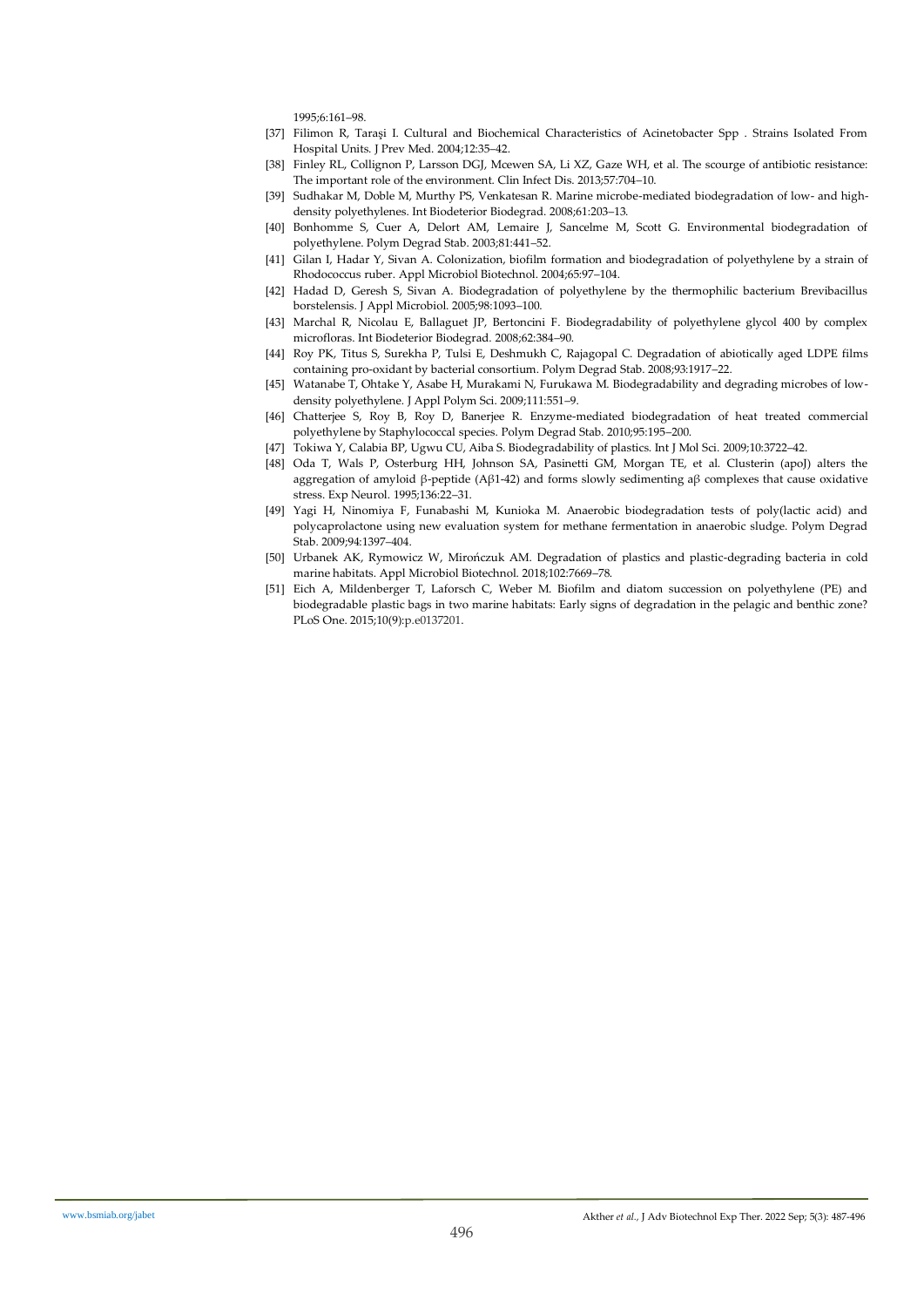1995;6:161–98.

[37] Filimon R, Taraşi I. Cultural and Biochemical Characteristics of Acinetobacter Spp . Strains Isolated From Hospital Units. J Prev Med. 2004;12:35–42.

[38] Finley RL, Collignon P, Larsson DGJ, Mcewen SA, Li XZ, Gaze WH, et al. The scourge of antibiotic resistance: The important role of the environment. Clin Infect Dis. 2013;57:704–10.

[39] Sudhakar M, Doble M, Murthy PS, Venkatesan R. Marine microbe-mediated biodegradation of low- and high-density polyethylenes. Int Biodeterior Biodegrad. 2008;61:203–13.

[40] Bonhomme S, Cuer A, Delort AM, Lemaire J, Sancelme M, Scott G. Environmental biodegradation of polyethylene. Polym Degrad Stab. 2003;81:441–52.

[41] Gilan I, Hadar Y, Sivan A. Colonization, biofilm formation and biodegradation of polyethylene by a strain of Rhodococcus ruber. Appl Microbiol Biotechnol. 2004;65:97–104.

[42] Hadad D, Geresh S, Sivan A. Biodegradation of polyethylene by the thermophilic bacterium Brevibacillus borstelensis. J Appl Microbiol. 2005;98:1093–100.

[43] Marchal R, Nicolau E, Ballaguet JP, Bertoncini F. Biodegradability of polyethylene glycol 400 by complex microfloras. Int Biodeterior Biodegrad. 2008;62:384–90.

[44] Roy PK, Titus S, Surekha P, Tulsi E, Deshmukh C, Rajagopal C. Degradation of abiotically aged LDPE films containing pro-oxidant by bacterial consortium. Polym Degrad Stab. 2008;93:1917–22.

[45] Watanabe T, Ohtake Y, Asabe H, Murakami N, Furukawa M. Biodegradability and degrading microbes of low-density polyethylene. J Appl Polym Sci. 2009;111:551–9.

[46] Chatterjee S, Roy B, Roy D, Banerjee R. Enzyme-mediated biodegradation of heat treated commercial polyethylene by Staphylococcal species. Polym Degrad Stab. 2010;95:195–200.

[47] Tokiwa Y, Calabia BP, Ugwu CU, Aiba S. Biodegradability of plastics. Int J Mol Sci. 2009;10:3722–42.

[48] Oda T, Wals P, Osterburg HH, Johnson SA, Pasinetti GM, Morgan TE, et al. Clusterin (apoJ) alters the aggregation of amyloid β-peptide (Aβ1-42) and forms slowly sedimenting aβ complexes that cause oxidative stress. Exp Neurol. 1995;136:22–31.

[49] Yagi H, Ninomiya F, Funabashi M, Kunioka M. Anaerobic biodegradation tests of poly(lactic acid) and polycaprolactone using new evaluation system for methane fermentation in anaerobic sludge. Polym Degrad Stab. 2009;94:1397–404.

[50] Urbanek AK, Rymowicz W, Mirończuk AM. Degradation of plastics and plastic-degrading bacteria in cold marine habitats. Appl Microbiol Biotechnol. 2018;102:7669–78.

[51] Eich A, Mildenberger T, Laforsch C, Weber M. Biofilm and diatom succession on polyethylene (PE) and biodegradable plastic bags in two marine habitats: Early signs of degradation in the pelagic and benthic zone? PLoS One. 2015;10(9):p.e0137201.